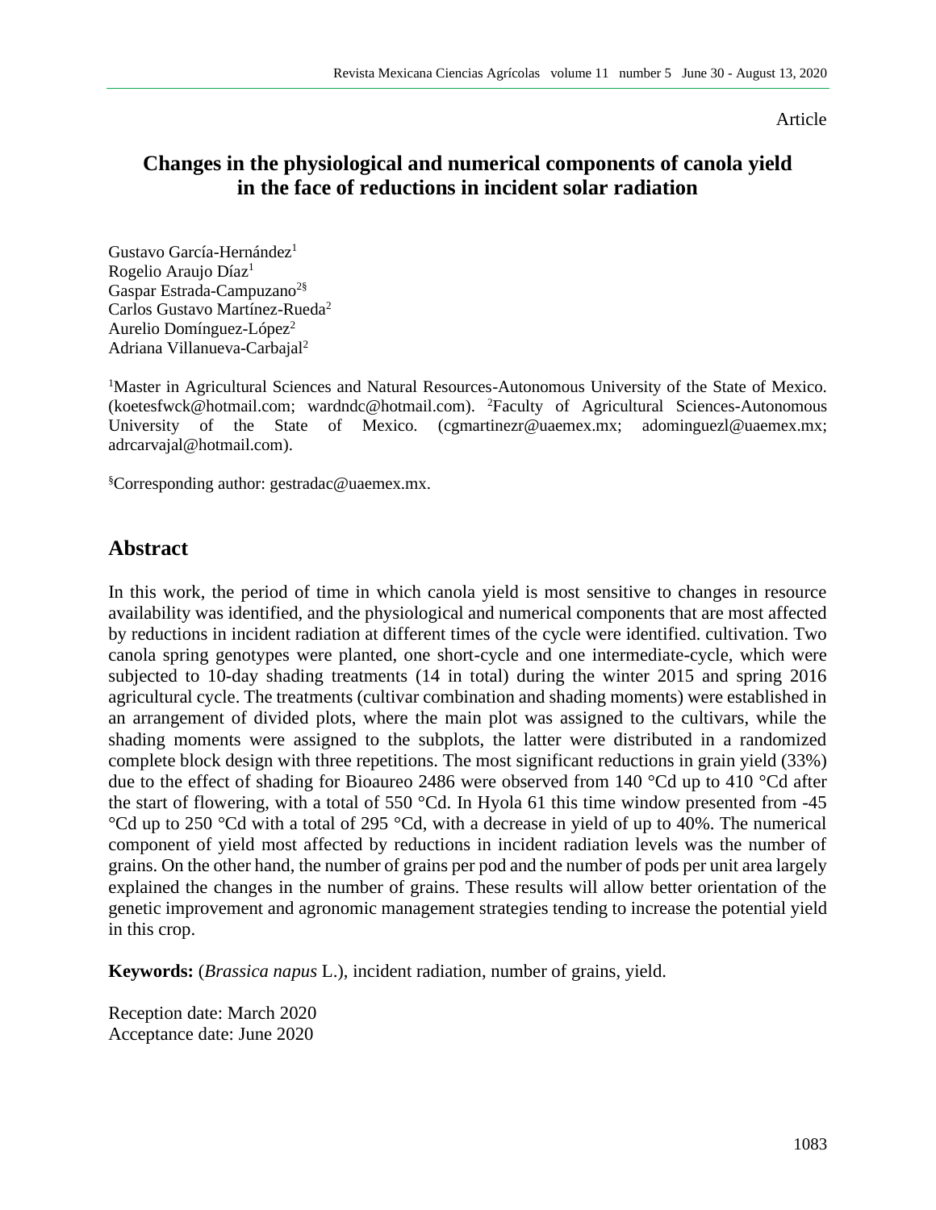Article

# Changes in the physiological and numerical components of canola yield in the face of reductions in incident solar radiation

Gustavo García-Hernández[1]
Rogelio Araujo Díaz[1]
Gaspar Estrada-Campuzano[2§]
Carlos Gustavo Martínez-Rueda[2]
Aurelio Domínguez-López[2]
Adriana Villanueva-Carbajal[2]

[1]Master in Agricultural Sciences and Natural Resources-Autonomous University of the State of Mexico. (koetesfwck@hotmail.com; wardndc@hotmail.com). [2]Faculty of Agricultural Sciences-Autonomous University of the State of Mexico. (cgmartinezr@uaemex.mx; adominguezl@uaemex.mx; adrcarvajal@hotmail.com).

[§]Corresponding author: gestradac@uaemex.mx.

## Abstract

In this work, the period of time in which canola yield is most sensitive to changes in resource availability was identified, and the physiological and numerical components that are most affected by reductions in incident radiation at different times of the cycle were identified. cultivation. Two canola spring genotypes were planted, one short-cycle and one intermediate-cycle, which were subjected to 10-day shading treatments (14 in total) during the winter 2015 and spring 2016 agricultural cycle. The treatments (cultivar combination and shading moments) were established in an arrangement of divided plots, where the main plot was assigned to the cultivars, while the shading moments were assigned to the subplots, the latter were distributed in a randomized complete block design with three repetitions. The most significant reductions in grain yield (33%) due to the effect of shading for Bioaureo 2486 were observed from 140 °Cd up to 410 °Cd after the start of flowering, with a total of 550 °Cd. In Hyola 61 this time window presented from -45 °Cd up to 250 °Cd with a total of 295 °Cd, with a decrease in yield of up to 40%. The numerical component of yield most affected by reductions in incident radiation levels was the number of grains. On the other hand, the number of grains per pod and the number of pods per unit area largely explained the changes in the number of grains. These results will allow better orientation of the genetic improvement and agronomic management strategies tending to increase the potential yield in this crop.

**Keywords:** (*Brassica napus* L.), incident radiation, number of grains, yield.

Reception date: March 2020
Acceptance date: June 2020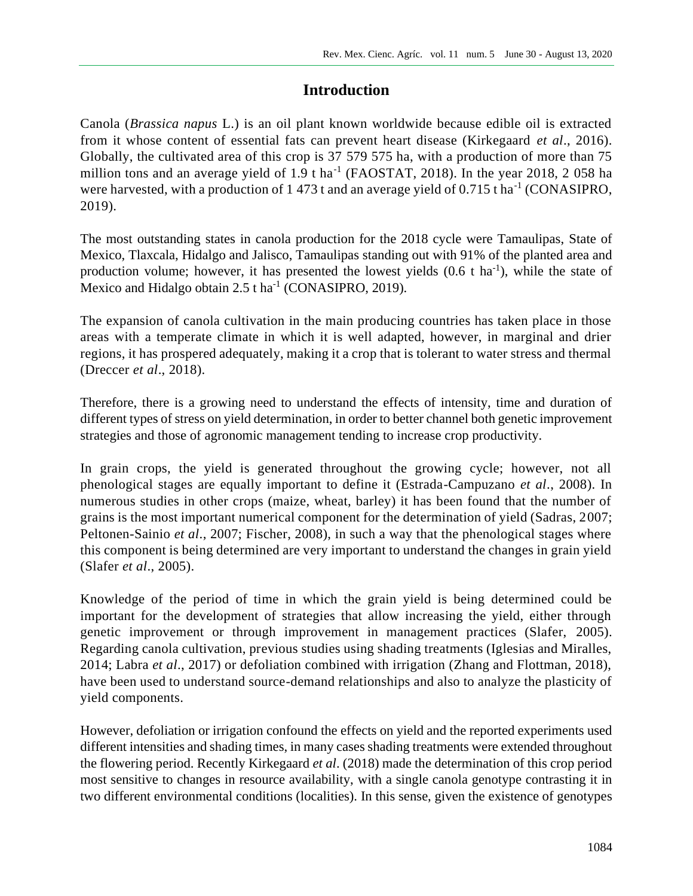## Introduction

Canola (*Brassica napus* L.) is an oil plant known worldwide because edible oil is extracted from it whose content of essential fats can prevent heart disease (Kirkegaard *et al*., 2016). Globally, the cultivated area of this crop is 37 579 575 ha, with a production of more than 75 million tons and an average yield of 1.9 t ha$^{-1}$ (FAOSTAT, 2018). In the year 2018, 2 058 ha were harvested, with a production of 1 473 t and an average yield of 0.715 t ha$^{-1}$ (CONASIPRO, 2019).

The most outstanding states in canola production for the 2018 cycle were Tamaulipas, State of Mexico, Tlaxcala, Hidalgo and Jalisco, Tamaulipas standing out with 91% of the planted area and production volume; however, it has presented the lowest yields (0.6 t ha$^{-1}$), while the state of Mexico and Hidalgo obtain 2.5 t ha$^{-1}$ (CONASIPRO, 2019).

The expansion of canola cultivation in the main producing countries has taken place in those areas with a temperate climate in which it is well adapted, however, in marginal and drier regions, it has prospered adequately, making it a crop that is tolerant to water stress and thermal (Dreccer *et al*., 2018).

Therefore, there is a growing need to understand the effects of intensity, time and duration of different types of stress on yield determination, in order to better channel both genetic improvement strategies and those of agronomic management tending to increase crop productivity.

In grain crops, the yield is generated throughout the growing cycle; however, not all phenological stages are equally important to define it (Estrada-Campuzano *et al*., 2008). In numerous studies in other crops (maize, wheat, barley) it has been found that the number of grains is the most important numerical component for the determination of yield (Sadras, 2007; Peltonen-Sainio *et al*., 2007; Fischer, 2008), in such a way that the phenological stages where this component is being determined are very important to understand the changes in grain yield (Slafer *et al*., 2005).

Knowledge of the period of time in which the grain yield is being determined could be important for the development of strategies that allow increasing the yield, either through genetic improvement or through improvement in management practices (Slafer, 2005). Regarding canola cultivation, previous studies using shading treatments (Iglesias and Miralles, 2014; Labra *et al*., 2017) or defoliation combined with irrigation (Zhang and Flottman, 2018), have been used to understand source-demand relationships and also to analyze the plasticity of yield components.

However, defoliation or irrigation confound the effects on yield and the reported experiments used different intensities and shading times, in many cases shading treatments were extended throughout the flowering period. Recently Kirkegaard *et al*. (2018) made the determination of this crop period most sensitive to changes in resource availability, with a single canola genotype contrasting it in two different environmental conditions (localities). In this sense, given the existence of genotypes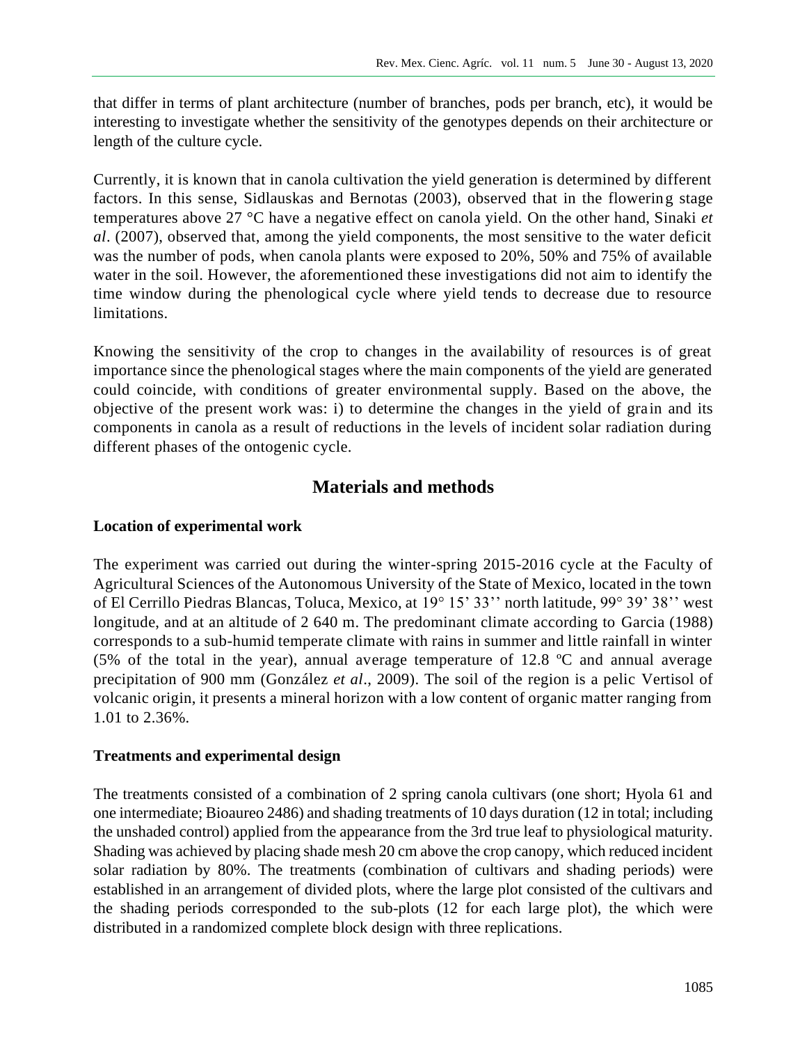that differ in terms of plant architecture (number of branches, pods per branch, etc), it would be interesting to investigate whether the sensitivity of the genotypes depends on their architecture or length of the culture cycle.

Currently, it is known that in canola cultivation the yield generation is determined by different factors. In this sense, Sidlauskas and Bernotas (2003), observed that in the flowering stage temperatures above 27 °C have a negative effect on canola yield. On the other hand, Sinaki *et al*. (2007), observed that, among the yield components, the most sensitive to the water deficit was the number of pods, when canola plants were exposed to 20%, 50% and 75% of available water in the soil. However, the aforementioned these investigations did not aim to identify the time window during the phenological cycle where yield tends to decrease due to resource limitations.

Knowing the sensitivity of the crop to changes in the availability of resources is of great importance since the phenological stages where the main components of the yield are generated could coincide, with conditions of greater environmental supply. Based on the above, the objective of the present work was: i) to determine the changes in the yield of grain and its components in canola as a result of reductions in the levels of incident solar radiation during different phases of the ontogenic cycle.

## Materials and methods

### Location of experimental work

The experiment was carried out during the winter-spring 2015-2016 cycle at the Faculty of Agricultural Sciences of the Autonomous University of the State of Mexico, located in the town of El Cerrillo Piedras Blancas, Toluca, Mexico, at 19° 15’ 33’’ north latitude, 99° 39’ 38’’ west longitude, and at an altitude of 2 640 m. The predominant climate according to Garcia (1988) corresponds to a sub-humid temperate climate with rains in summer and little rainfall in winter (5% of the total in the year), annual average temperature of 12.8 ºC and annual average precipitation of 900 mm (González *et al*., 2009). The soil of the region is a pelic Vertisol of volcanic origin, it presents a mineral horizon with a low content of organic matter ranging from 1.01 to 2.36%.

### Treatments and experimental design

The treatments consisted of a combination of 2 spring canola cultivars (one short; Hyola 61 and one intermediate; Bioaureo 2486) and shading treatments of 10 days duration (12 in total; including the unshaded control) applied from the appearance from the 3rd true leaf to physiological maturity. Shading was achieved by placing shade mesh 20 cm above the crop canopy, which reduced incident solar radiation by 80%. The treatments (combination of cultivars and shading periods) were established in an arrangement of divided plots, where the large plot consisted of the cultivars and the shading periods corresponded to the sub-plots (12 for each large plot), the which were distributed in a randomized complete block design with three replications.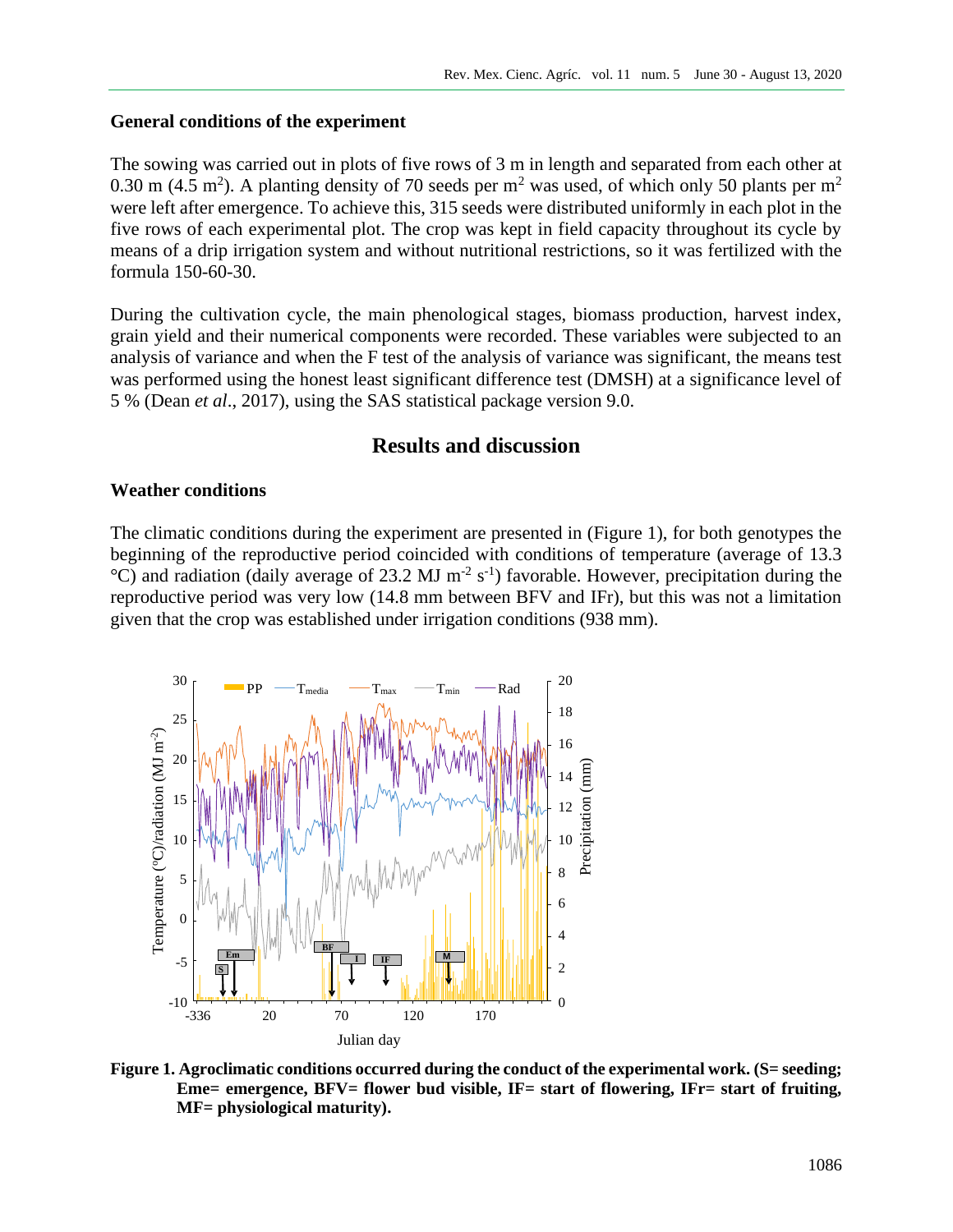### General conditions of the experiment

The sowing was carried out in plots of five rows of 3 m in length and separated from each other at 0.30 m (4.5 $m^2$). A planting density of 70 seeds per $m^2$ was used, of which only 50 plants per $m^2$ were left after emergence. To achieve this, 315 seeds were distributed uniformly in each plot in the five rows of each experimental plot. The crop was kept in field capacity throughout its cycle by means of a drip irrigation system and without nutritional restrictions, so it was fertilized with the formula 150-60-30.

During the cultivation cycle, the main phenological stages, biomass production, harvest index, grain yield and their numerical components were recorded. These variables were subjected to an analysis of variance and when the F test of the analysis of variance was significant, the means test was performed using the honest least significant difference test (DMSH) at a significance level of 5 % (Dean *et al*., 2017), using the SAS statistical package version 9.0.

## Results and discussion

### Weather conditions

The climatic conditions during the experiment are presented in (Figure 1), for both genotypes the beginning of the reproductive period coincided with conditions of temperature (average of 13.3 °C) and radiation (daily average of 23.2 MJ $m^{-2}$ $s^{-1}$) favorable. However, precipitation during the reproductive period was very low (14.8 mm between BFV and IFr), but this was not a limitation given that the crop was established under irrigation conditions (938 mm).

**Figure 1. Agroclimatic conditions occurred during the conduct of the experimental work. (S= seeding; Eme= emergence, BFV= flower bud visible, IF= start of flowering, IFr= start of fruiting, MF= physiological maturity).**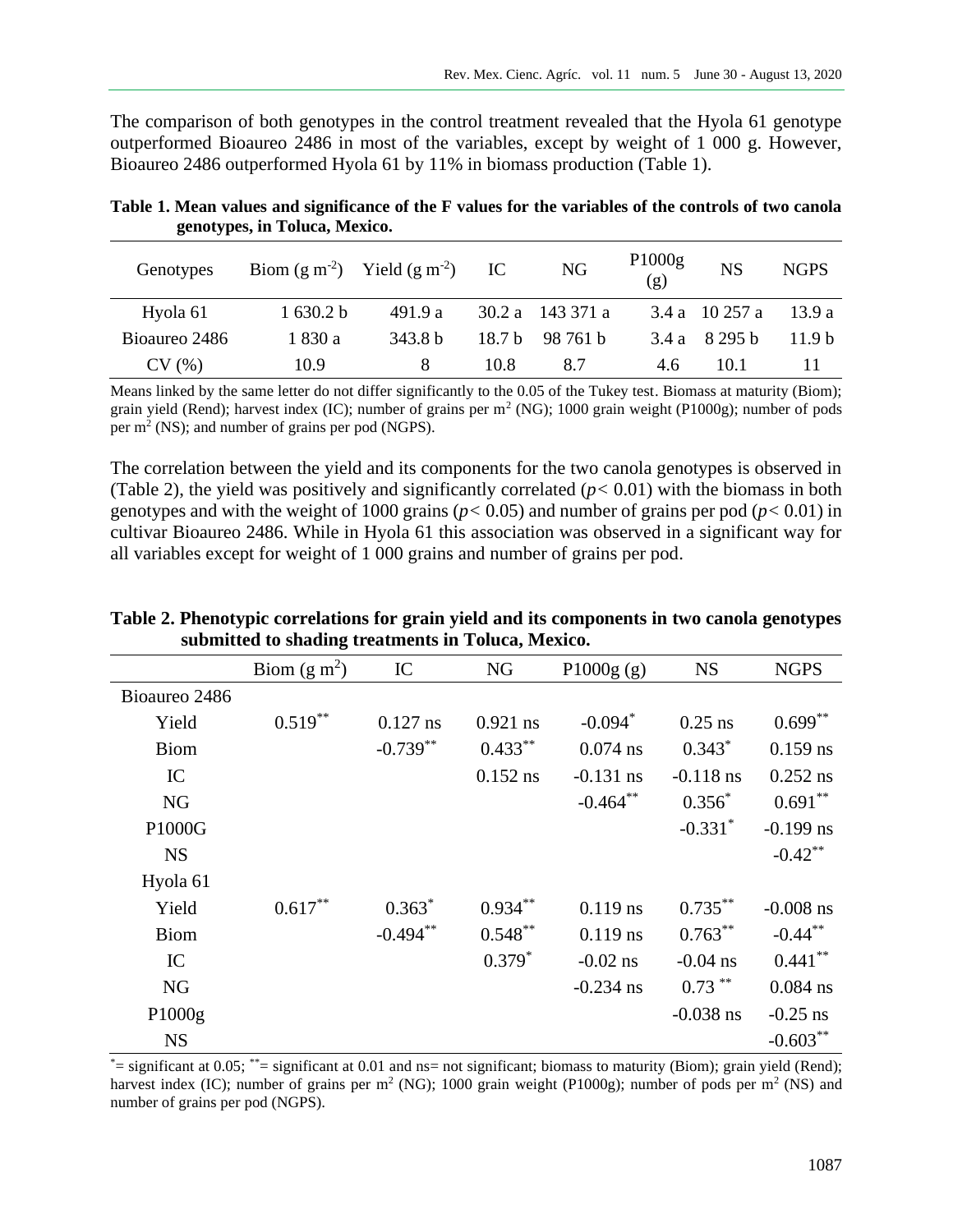The comparison of both genotypes in the control treatment revealed that the Hyola 61 genotype outperformed Bioaureo 2486 in most of the variables, except by weight of 1 000 g. However, Bioaureo 2486 outperformed Hyola 61 by 11% in biomass production (Table 1).

**Table 1. Mean values and significance of the F values for the variables of the controls of two canola genotypes, in Toluca, Mexico.**

| Genotypes | Biom (g $m^{-2}$) | Yield (g $m^{-2}$) | IC | NG | P1000g (g) | NS | NGPS |
|---|---|---|---|---|---|---|---|
| Hyola 61 | 1 630.2 b | 491.9 a | 30.2 a | 143 371 a | 3.4 a | 10 257 a | 13.9 a |
| Bioaureo 2486 | 1 830 a | 343.8 b | 18.7 b | 98 761 b | 3.4 a | 8 295 b | 11.9 b |
| CV (%) | 10.9 | 8 | 10.8 | 8.7 | 4.6 | 10.1 | 11 |

Means linked by the same letter do not differ significantly to the 0.05 of the Tukey test. Biomass at maturity (Biom); grain yield (Rend); harvest index (IC); number of grains per $m^2$ (NG); 1000 grain weight (P1000g); number of pods per $m^2$ (NS); and number of grains per pod (NGPS).

The correlation between the yield and its components for the two canola genotypes is observed in (Table 2), the yield was positively and significantly correlated ($p < 0.01$) with the biomass in both genotypes and with the weight of 1000 grains ($p < 0.05$) and number of grains per pod ($p < 0.01$) in cultivar Bioaureo 2486. While in Hyola 61 this association was observed in a significant way for all variables except for weight of 1 000 grains and number of grains per pod.

**Table 2. Phenotypic correlations for grain yield and its components in two canola genotypes submitted to shading treatments in Toluca, Mexico.**

| | Biom (g $m^2$) | IC | NG | P1000g (g) | NS | NGPS |
|---|---|---|---|---|---|---|
| Bioaureo 2486 | | | | | | |
| Yield | $0.519^{**}$ | 0.127 ns | 0.921 ns | $-0.094^{*}$ | 0.25 ns | $0.699^{**}$ |
| Biom | | $-0.739^{**}$ | $0.433^{**}$ | 0.074 ns | $0.343^{*}$ | 0.159 ns |
| IC | | | 0.152 ns | -0.131 ns | -0.118 ns | 0.252 ns |
| NG | | | | $-0.464^{**}$ | $0.356^{*}$ | $0.691^{**}$ |
| P1000G | | | | | $-0.331^{*}$ | -0.199 ns |
| NS | | | | | | $-0.42^{**}$ |
| Hyola 61 | | | | | | |
| Yield | $0.617^{**}$ | $0.363^{*}$ | $0.934^{**}$ | 0.119 ns | $0.735^{**}$ | -0.008 ns |
| Biom | | $-0.494^{**}$ | $0.548^{**}$ | 0.119 ns | $0.763^{**}$ | $-0.44^{**}$ |
| IC | | | $0.379^{*}$ | -0.02 ns | -0.04 ns | $0.441^{**}$ |
| NG | | | | -0.234 ns | $0.73^{**}$ | 0.084 ns |
| P1000g | | | | | -0.038 ns | -0.25 ns |
| NS | | | | | | $-0.603^{**}$ |

$^{*}$= significant at 0.05; $^{**}$= significant at 0.01 and ns= not significant; biomass to maturity (Biom); grain yield (Rend); harvest index (IC); number of grains per $m^2$ (NG); 1000 grain weight (P1000g); number of pods per $m^2$ (NS) and number of grains per pod (NGPS).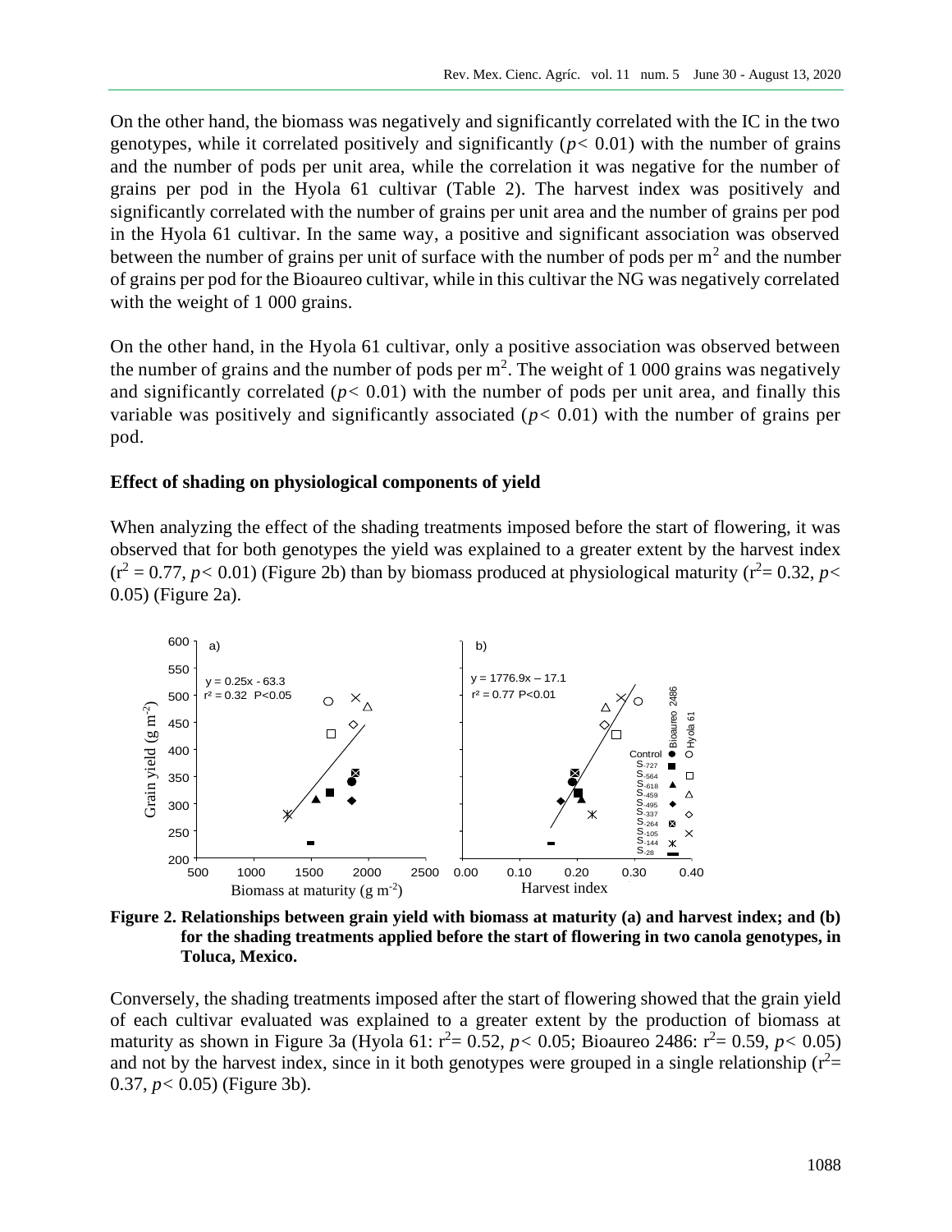On the other hand, the biomass was negatively and significantly correlated with the IC in the two genotypes, while it correlated positively and significantly ($p < 0.01$) with the number of grains and the number of pods per unit area, while the correlation it was negative for the number of grains per pod in the Hyola 61 cultivar (Table 2). The harvest index was positively and significantly correlated with the number of grains per unit area and the number of grains per pod in the Hyola 61 cultivar. In the same way, a positive and significant association was observed between the number of grains per unit of surface with the number of pods per $m^2$ and the number of grains per pod for the Bioaureo cultivar, while in this cultivar the NG was negatively correlated with the weight of 1 000 grains.

On the other hand, in the Hyola 61 cultivar, only a positive association was observed between the number of grains and the number of pods per $m^2$. The weight of 1 000 grains was negatively and significantly correlated ($p < 0.01$) with the number of pods per unit area, and finally this variable was positively and significantly associated ($p < 0.01$) with the number of grains per pod.

**Effect of shading on physiological components of yield**

When analyzing the effect of the shading treatments imposed before the start of flowering, it was observed that for both genotypes the yield was explained to a greater extent by the harvest index ($r^2 = 0.77$, $p < 0.01$) (Figure 2b) than by biomass produced at physiological maturity ($r^2 = 0.32$, $p < 0.05$) (Figure 2a).

**Figure 2. Relationships between grain yield with biomass at maturity (a) and harvest index; and (b) for the shading treatments applied before the start of flowering in two canola genotypes, in Toluca, Mexico.**

Conversely, the shading treatments imposed after the start of flowering showed that the grain yield of each cultivar evaluated was explained to a greater extent by the production of biomass at maturity as shown in Figure 3a (Hyola 61: $r^2 = 0.52$, $p < 0.05$; Bioaureo 2486: $r^2 = 0.59$, $p < 0.05$) and not by the harvest index, since in it both genotypes were grouped in a single relationship ($r^2 = 0.37$, $p < 0.05$) (Figure 3b).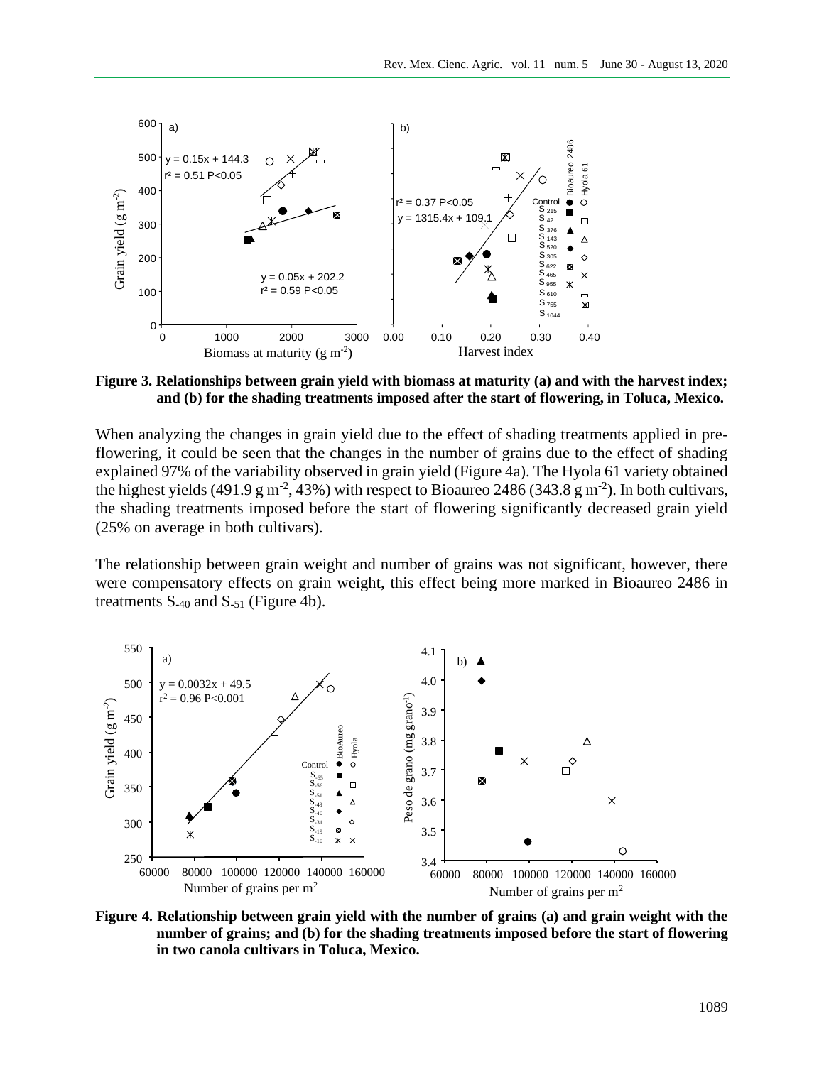**Figure 3. Relationships between grain yield with biomass at maturity (a) and with the harvest index; and (b) for the shading treatments imposed after the start of flowering, in Toluca, Mexico.**

When analyzing the changes in grain yield due to the effect of shading treatments applied in pre-flowering, it could be seen that the changes in the number of grains due to the effect of shading explained 97% of the variability observed in grain yield (Figure 4a). The Hyola 61 variety obtained the highest yields (491.9 g $m^{-2}$, 43%) with respect to Bioaureo 2486 (343.8 g $m^{-2}$). In both cultivars, the shading treatments imposed before the start of flowering significantly decreased grain yield (25% on average in both cultivars).

The relationship between grain weight and number of grains was not significant, however, there were compensatory effects on grain weight, this effect being more marked in Bioaureo 2486 in treatments $S_{-40}$ and $S_{-51}$ (Figure 4b).

**Figure 4. Relationship between grain yield with the number of grains (a) and grain weight with the number of grains; and (b) for the shading treatments imposed before the start of flowering in two canola cultivars in Toluca, Mexico.**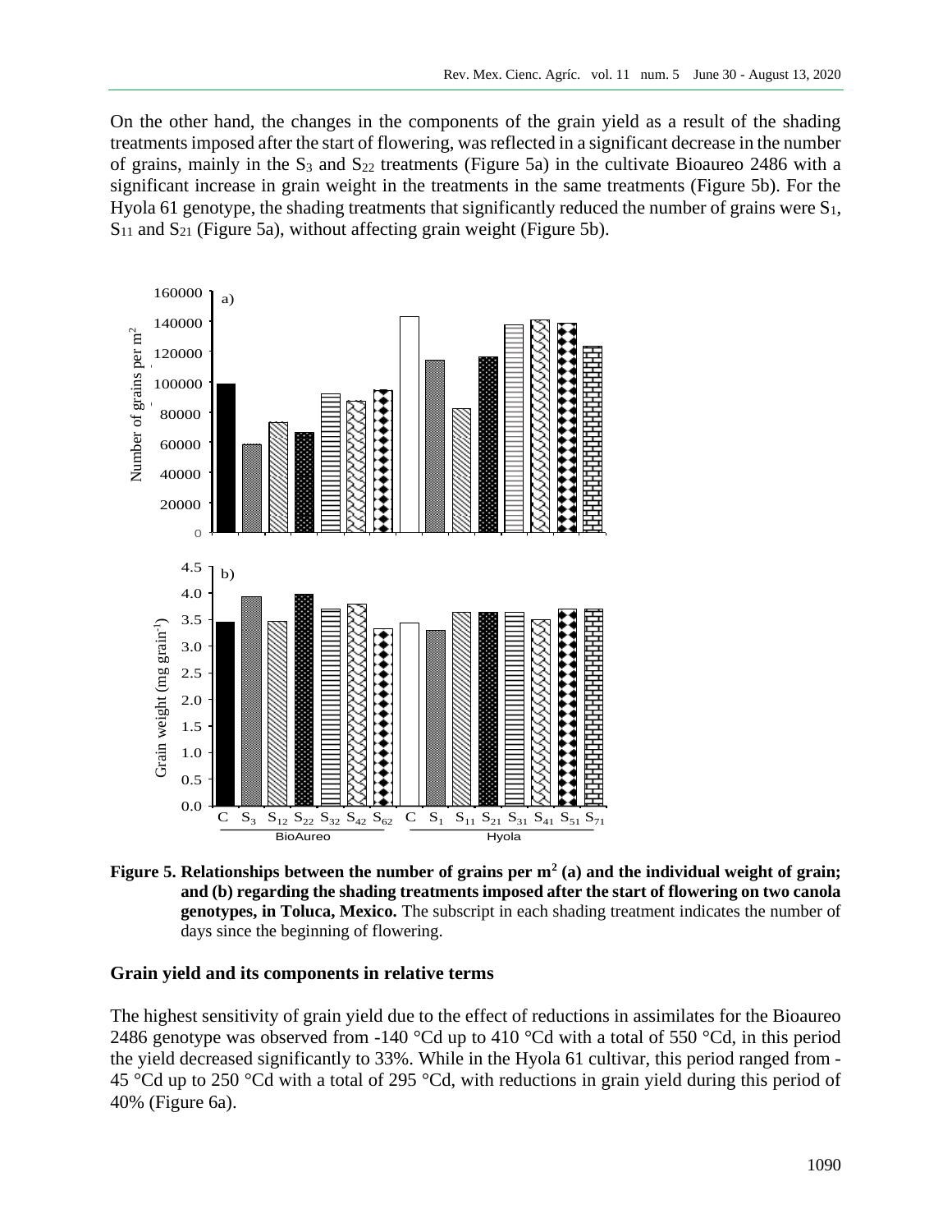On the other hand, the changes in the components of the grain yield as a result of the shading treatments imposed after the start of flowering, was reflected in a significant decrease in the number of grains, mainly in the $S_3$ and $S_{22}$ treatments (Figure 5a) in the cultivate Bioaureo 2486 with a significant increase in grain weight in the treatments in the same treatments (Figure 5b). For the Hyola 61 genotype, the shading treatments that significantly reduced the number of grains were $S_1$, $S_{11}$ and $S_{21}$ (Figure 5a), without affecting grain weight (Figure 5b).

**Figure 5. Relationships between the number of grains per m$^2$ (a) and the individual weight of grain; and (b) regarding the shading treatments imposed after the start of flowering on two canola genotypes, in Toluca, Mexico.** The subscript in each shading treatment indicates the number of days since the beginning of flowering.

### Grain yield and its components in relative terms

The highest sensitivity of grain yield due to the effect of reductions in assimilates for the Bioaureo 2486 genotype was observed from -140 °Cd up to 410 °Cd with a total of 550 °Cd, in this period the yield decreased significantly to 33%. While in the Hyola 61 cultivar, this period ranged from -45 °Cd up to 250 °Cd with a total of 295 °Cd, with reductions in grain yield during this period of 40% (Figure 6a).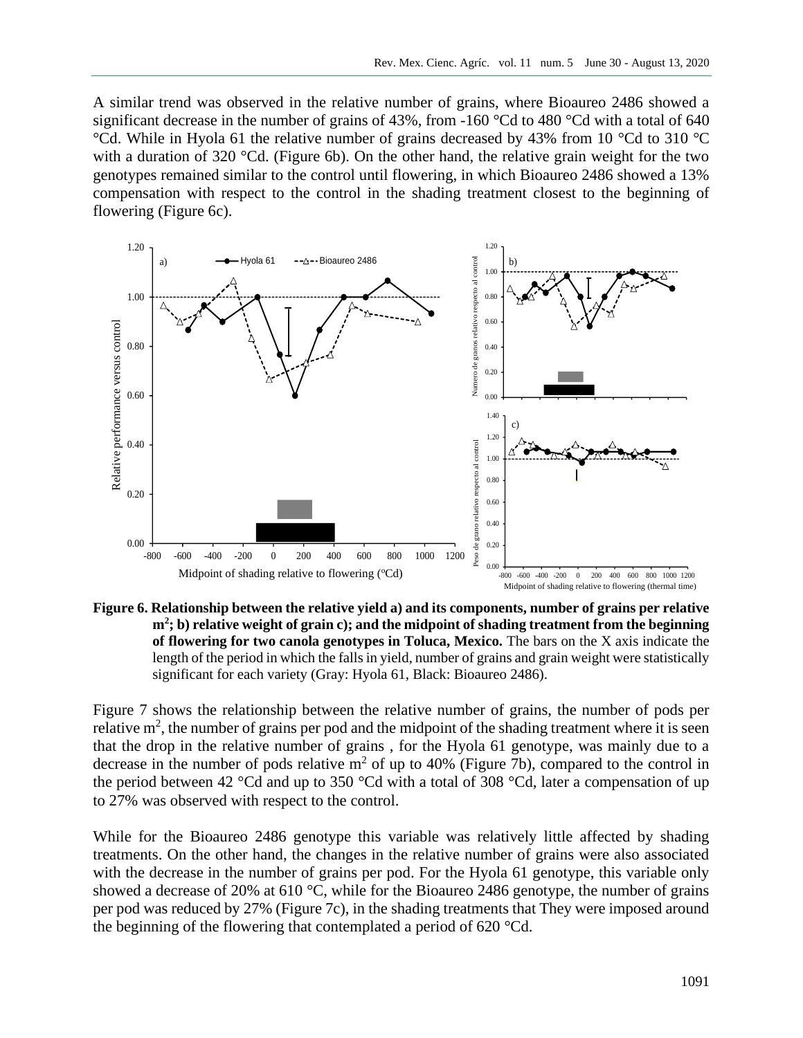A similar trend was observed in the relative number of grains, where Bioaureo 2486 showed a significant decrease in the number of grains of 43%, from -160 °Cd to 480 °Cd with a total of 640 °Cd. While in Hyola 61 the relative number of grains decreased by 43% from 10 °Cd to 310 °C with a duration of 320 °Cd. (Figure 6b). On the other hand, the relative grain weight for the two genotypes remained similar to the control until flowering, in which Bioaureo 2486 showed a 13% compensation with respect to the control in the shading treatment closest to the beginning of flowering (Figure 6c).

**Figure 6. Relationship between the relative yield a) and its components, number of grains per relative $m^2$; b) relative weight of grain c); and the midpoint of shading treatment from the beginning of flowering for two canola genotypes in Toluca, Mexico.** The bars on the X axis indicate the length of the period in which the falls in yield, number of grains and grain weight were statistically significant for each variety (Gray: Hyola 61, Black: Bioaureo 2486).

Figure 7 shows the relationship between the relative number of grains, the number of pods per relative $m^2$, the number of grains per pod and the midpoint of the shading treatment where it is seen that the drop in the relative number of grains , for the Hyola 61 genotype, was mainly due to a decrease in the number of pods relative $m^2$ of up to 40% (Figure 7b), compared to the control in the period between 42 °Cd and up to 350 °Cd with a total of 308 °Cd, later a compensation of up to 27% was observed with respect to the control.

While for the Bioaureo 2486 genotype this variable was relatively little affected by shading treatments. On the other hand, the changes in the relative number of grains were also associated with the decrease in the number of grains per pod. For the Hyola 61 genotype, this variable only showed a decrease of 20% at 610 °C, while for the Bioaureo 2486 genotype, the number of grains per pod was reduced by 27% (Figure 7c), in the shading treatments that They were imposed around the beginning of the flowering that contemplated a period of 620 °Cd.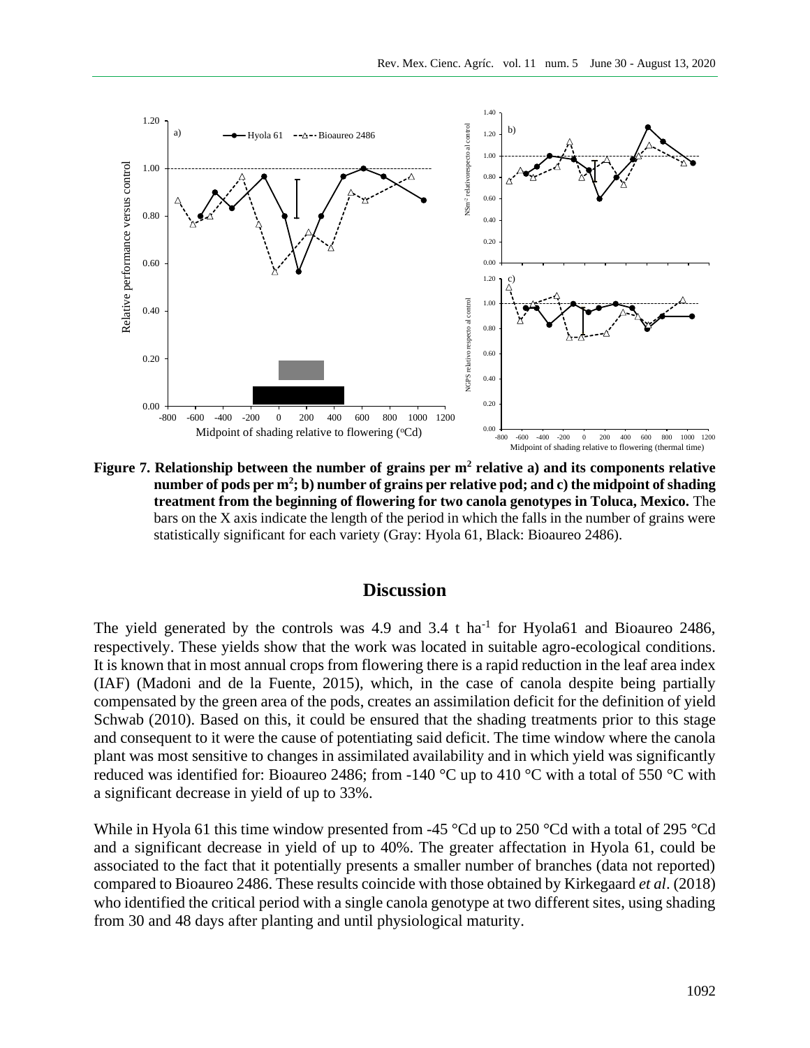**Figure 7. Relationship between the number of grains per m$^2$ relative a) and its components relative number of pods per m$^2$; b) number of grains per relative pod; and c) the midpoint of shading treatment from the beginning of flowering for two canola genotypes in Toluca, Mexico.** The bars on the X axis indicate the length of the period in which the falls in the number of grains were statistically significant for each variety (Gray: Hyola 61, Black: Bioaureo 2486).

## Discussion

The yield generated by the controls was 4.9 and 3.4 t ha$^{-1}$ for Hyola61 and Bioaureo 2486, respectively. These yields show that the work was located in suitable agro-ecological conditions. It is known that in most annual crops from flowering there is a rapid reduction in the leaf area index (IAF) (Madoni and de la Fuente, 2015), which, in the case of canola despite being partially compensated by the green area of the pods, creates an assimilation deficit for the definition of yield Schwab (2010). Based on this, it could be ensured that the shading treatments prior to this stage and consequent to it were the cause of potentiating said deficit. The time window where the canola plant was most sensitive to changes in assimilated availability and in which yield was significantly reduced was identified for: Bioaureo 2486; from -140 °C up to 410 °C with a total of 550 °C with a significant decrease in yield of up to 33%.

While in Hyola 61 this time window presented from -45 °Cd up to 250 °Cd with a total of 295 °Cd and a significant decrease in yield of up to 40%. The greater affectation in Hyola 61, could be associated to the fact that it potentially presents a smaller number of branches (data not reported) compared to Bioaureo 2486. These results coincide with those obtained by Kirkegaard *et al*. (2018) who identified the critical period with a single canola genotype at two different sites, using shading from 30 and 48 days after planting and until physiological maturity.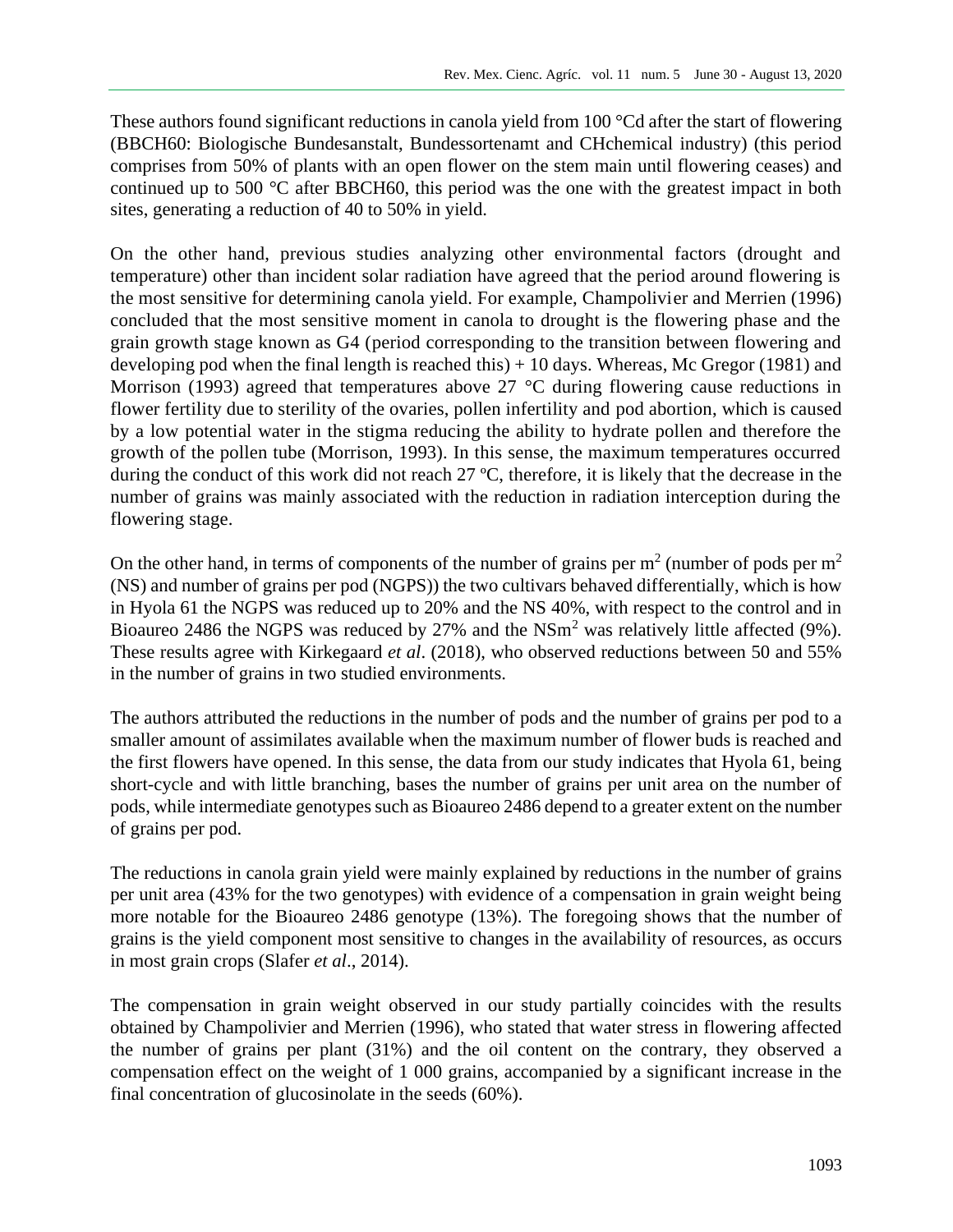These authors found significant reductions in canola yield from 100 °Cd after the start of flowering (BBCH60: Biologische Bundesanstalt, Bundessortenamt and CHchemical industry) (this period comprises from 50% of plants with an open flower on the stem main until flowering ceases) and continued up to 500 °C after BBCH60, this period was the one with the greatest impact in both sites, generating a reduction of 40 to 50% in yield.

On the other hand, previous studies analyzing other environmental factors (drought and temperature) other than incident solar radiation have agreed that the period around flowering is the most sensitive for determining canola yield. For example, Champolivier and Merrien (1996) concluded that the most sensitive moment in canola to drought is the flowering phase and the grain growth stage known as G4 (period corresponding to the transition between flowering and developing pod when the final length is reached this) + 10 days. Whereas, Mc Gregor (1981) and Morrison (1993) agreed that temperatures above 27 °C during flowering cause reductions in flower fertility due to sterility of the ovaries, pollen infertility and pod abortion, which is caused by a low potential water in the stigma reducing the ability to hydrate pollen and therefore the growth of the pollen tube (Morrison, 1993). In this sense, the maximum temperatures occurred during the conduct of this work did not reach 27 ºC, therefore, it is likely that the decrease in the number of grains was mainly associated with the reduction in radiation interception during the flowering stage.

On the other hand, in terms of components of the number of grains per m$^2$ (number of pods per m$^2$ (NS) and number of grains per pod (NGPS)) the two cultivars behaved differentially, which is how in Hyola 61 the NGPS was reduced up to 20% and the NS 40%, with respect to the control and in Bioaureo 2486 the NGPS was reduced by 27% and the NSm$^2$ was relatively little affected (9%). These results agree with Kirkegaard *et al*. (2018), who observed reductions between 50 and 55% in the number of grains in two studied environments.

The authors attributed the reductions in the number of pods and the number of grains per pod to a smaller amount of assimilates available when the maximum number of flower buds is reached and the first flowers have opened. In this sense, the data from our study indicates that Hyola 61, being short-cycle and with little branching, bases the number of grains per unit area on the number of pods, while intermediate genotypes such as Bioaureo 2486 depend to a greater extent on the number of grains per pod.

The reductions in canola grain yield were mainly explained by reductions in the number of grains per unit area (43% for the two genotypes) with evidence of a compensation in grain weight being more notable for the Bioaureo 2486 genotype (13%). The foregoing shows that the number of grains is the yield component most sensitive to changes in the availability of resources, as occurs in most grain crops (Slafer *et al*., 2014).

The compensation in grain weight observed in our study partially coincides with the results obtained by Champolivier and Merrien (1996), who stated that water stress in flowering affected the number of grains per plant (31%) and the oil content on the contrary, they observed a compensation effect on the weight of 1 000 grains, accompanied by a significant increase in the final concentration of glucosinolate in the seeds (60%).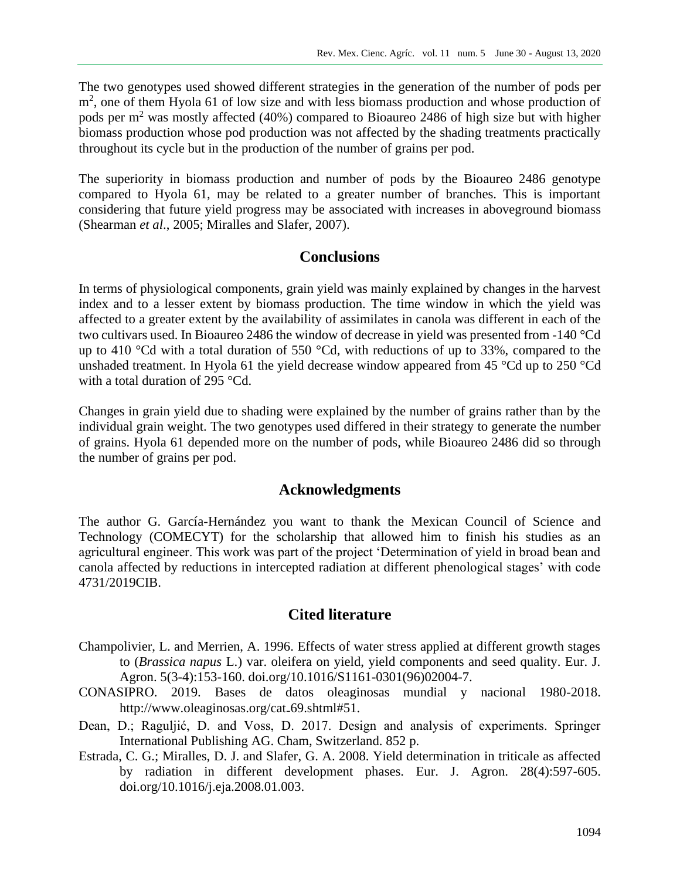The two genotypes used showed different strategies in the generation of the number of pods per $m^2$, one of them Hyola 61 of low size and with less biomass production and whose production of pods per $m^2$ was mostly affected (40%) compared to Bioaureo 2486 of high size but with higher biomass production whose pod production was not affected by the shading treatments practically throughout its cycle but in the production of the number of grains per pod.

The superiority in biomass production and number of pods by the Bioaureo 2486 genotype compared to Hyola 61, may be related to a greater number of branches. This is important considering that future yield progress may be associated with increases in aboveground biomass (Shearman *et al*., 2005; Miralles and Slafer, 2007).

## Conclusions

In terms of physiological components, grain yield was mainly explained by changes in the harvest index and to a lesser extent by biomass production. The time window in which the yield was affected to a greater extent by the availability of assimilates in canola was different in each of the two cultivars used. In Bioaureo 2486 the window of decrease in yield was presented from -140 °Cd up to 410 °Cd with a total duration of 550 °Cd, with reductions of up to 33%, compared to the unshaded treatment. In Hyola 61 the yield decrease window appeared from 45 °Cd up to 250 °Cd with a total duration of 295 °Cd.

Changes in grain yield due to shading were explained by the number of grains rather than by the individual grain weight. The two genotypes used differed in their strategy to generate the number of grains. Hyola 61 depended more on the number of pods, while Bioaureo 2486 did so through the number of grains per pod.

## Acknowledgments

The author G. García-Hernández you want to thank the Mexican Council of Science and Technology (COMECYT) for the scholarship that allowed him to finish his studies as an agricultural engineer. This work was part of the project 'Determination of yield in broad bean and canola affected by reductions in intercepted radiation at different phenological stages' with code 4731/2019CIB.

## Cited literature

Champolivier, L. and Merrien, A. 1996. Effects of water stress applied at different growth stages to (*Brassica napus* L.) var. oleifera on yield, yield components and seed quality. Eur. J. Agron. 5(3-4):153-160. doi.org/10.1016/S1161-0301(96)02004-7.

CONASIPRO. 2019. Bases de datos oleaginosas mundial y nacional 1980-2018. http://www.oleaginosas.org/cat_69.shtml#51.

Dean, D.; Raguljić, D. and Voss, D. 2017. Design and analysis of experiments. Springer International Publishing AG. Cham, Switzerland. 852 p.

Estrada, C. G.; Miralles, D. J. and Slafer, G. A. 2008. Yield determination in triticale as affected by radiation in different development phases. Eur. J. Agron. 28(4):597-605. doi.org/10.1016/j.eja.2008.01.003.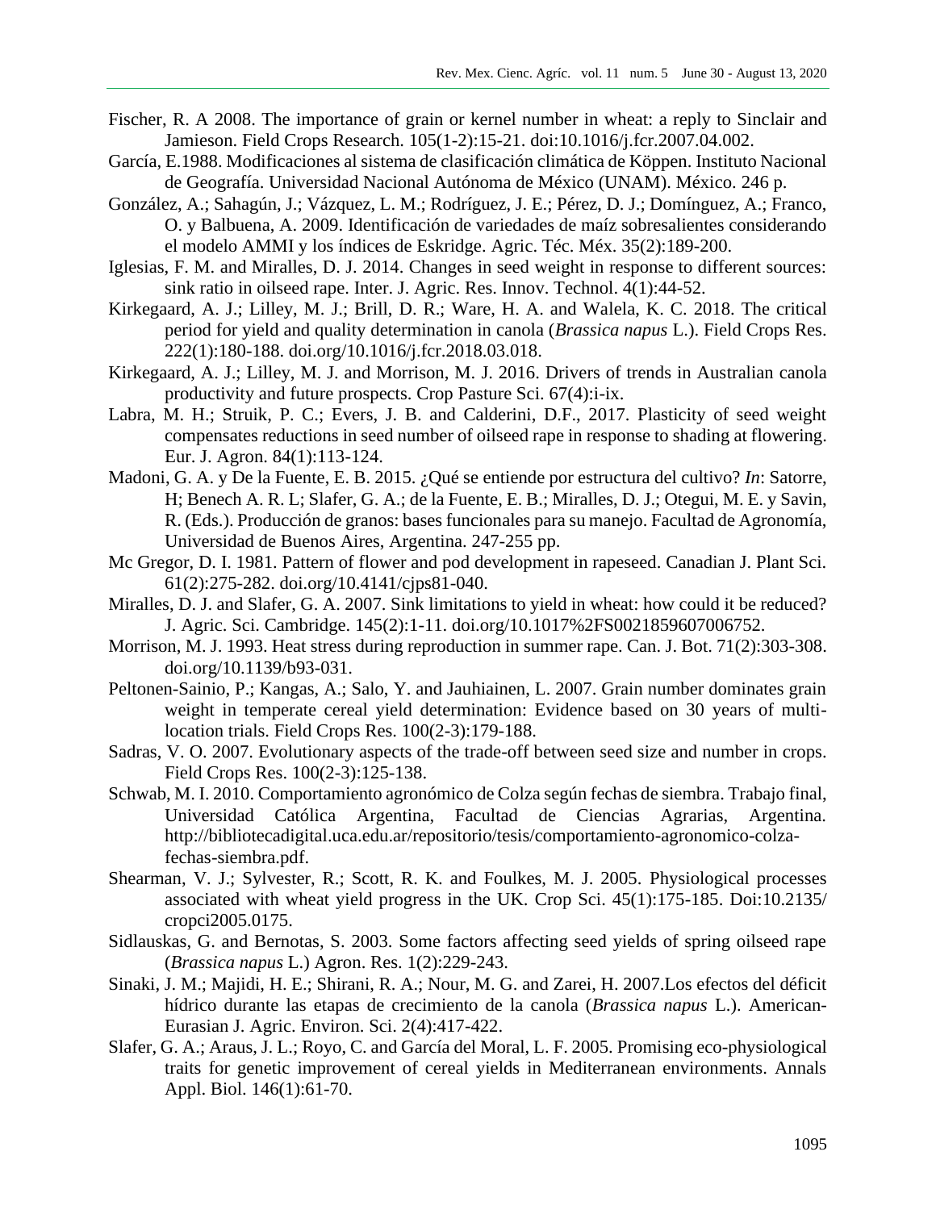Fischer, R. A 2008. The importance of grain or kernel number in wheat: a reply to Sinclair and Jamieson. Field Crops Research. 105(1-2):15-21. doi:10.1016/j.fcr.2007.04.002.

García, E.1988. Modificaciones al sistema de clasificación climática de Köppen. Instituto Nacional de Geografía. Universidad Nacional Autónoma de México (UNAM). México. 246 p.

González, A.; Sahagún, J.; Vázquez, L. M.; Rodríguez, J. E.; Pérez, D. J.; Domínguez, A.; Franco, O. y Balbuena, A. 2009. Identificación de variedades de maíz sobresalientes considerando el modelo AMMI y los índices de Eskridge. Agric. Téc. Méx. 35(2):189-200.

Iglesias, F. M. and Miralles, D. J. 2014. Changes in seed weight in response to different sources: sink ratio in oilseed rape. Inter. J. Agric. Res. Innov. Technol. 4(1):44-52.

Kirkegaard, A. J.; Lilley, M. J.; Brill, D. R.; Ware, H. A. and Walela, K. C. 2018. The critical period for yield and quality determination in canola (*Brassica napus* L.). Field Crops Res. 222(1):180-188. doi.org/10.1016/j.fcr.2018.03.018.

Kirkegaard, A. J.; Lilley, M. J. and Morrison, M. J. 2016. Drivers of trends in Australian canola productivity and future prospects. Crop Pasture Sci. 67(4):i-ix.

Labra, M. H.; Struik, P. C.; Evers, J. B. and Calderini, D.F., 2017. Plasticity of seed weight compensates reductions in seed number of oilseed rape in response to shading at flowering. Eur. J. Agron. 84(1):113-124.

Madoni, G. A. y De la Fuente, E. B. 2015. ¿Qué se entiende por estructura del cultivo? *In*: Satorre, H; Benech A. R. L; Slafer, G. A.; de la Fuente, E. B.; Miralles, D. J.; Otegui, M. E. y Savin, R. (Eds.). Producción de granos: bases funcionales para su manejo. Facultad de Agronomía, Universidad de Buenos Aires, Argentina. 247-255 pp.

Mc Gregor, D. I. 1981. Pattern of flower and pod development in rapeseed. Canadian J. Plant Sci. 61(2):275-282. doi.org/10.4141/cjps81-040.

Miralles, D. J. and Slafer, G. A. 2007. Sink limitations to yield in wheat: how could it be reduced? J. Agric. Sci. Cambridge. 145(2):1-11. doi.org/10.1017%2FS0021859607006752.

Morrison, M. J. 1993. Heat stress during reproduction in summer rape. Can. J. Bot. 71(2):303-308. doi.org/10.1139/b93-031.

Peltonen-Sainio, P.; Kangas, A.; Salo, Y. and Jauhiainen, L. 2007. Grain number dominates grain weight in temperate cereal yield determination: Evidence based on 30 years of multi-location trials. Field Crops Res. 100(2-3):179-188.

Sadras, V. O. 2007. Evolutionary aspects of the trade-off between seed size and number in crops. Field Crops Res. 100(2-3):125-138.

Schwab, M. I. 2010. Comportamiento agronómico de Colza según fechas de siembra. Trabajo final, Universidad Católica Argentina, Facultad de Ciencias Agrarias, Argentina. http://bibliotecadigital.uca.edu.ar/repositorio/tesis/comportamiento-agronomico-colza-fechas-siembra.pdf.

Shearman, V. J.; Sylvester, R.; Scott, R. K. and Foulkes, M. J. 2005. Physiological processes associated with wheat yield progress in the UK. Crop Sci. 45(1):175-185. Doi:10.2135/cropci2005.0175.

Sidlauskas, G. and Bernotas, S. 2003. Some factors affecting seed yields of spring oilseed rape (*Brassica napus* L.) Agron. Res. 1(2):229-243.

Sinaki, J. M.; Majidi, H. E.; Shirani, R. A.; Nour, M. G. and Zarei, H. 2007.Los efectos del déficit hídrico durante las etapas de crecimiento de la canola (*Brassica napus* L.). American-Eurasian J. Agric. Environ. Sci. 2(4):417-422.

Slafer, G. A.; Araus, J. L.; Royo, C. and García del Moral, L. F. 2005. Promising eco-physiological traits for genetic improvement of cereal yields in Mediterranean environments. Annals Appl. Biol. 146(1):61-70.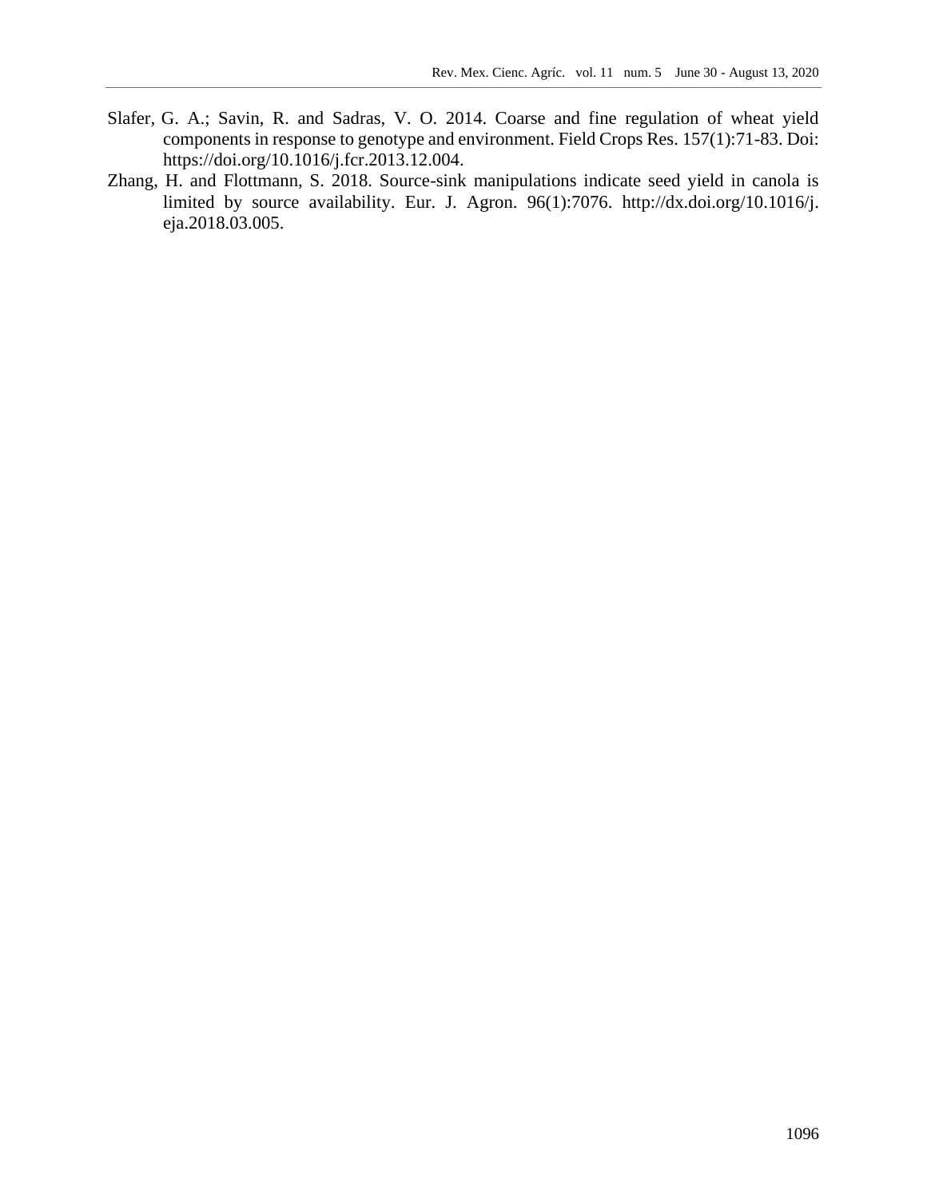Slafer, G. A.; Savin, R. and Sadras, V. O. 2014. Coarse and fine regulation of wheat yield components in response to genotype and environment. Field Crops Res. 157(1):71-83. Doi: https://doi.org/10.1016/j.fcr.2013.12.004.

Zhang, H. and Flottmann, S. 2018. Source-sink manipulations indicate seed yield in canola is limited by source availability. Eur. J. Agron. 96(1):7076. http://dx.doi.org/10.1016/j.eja.2018.03.005.